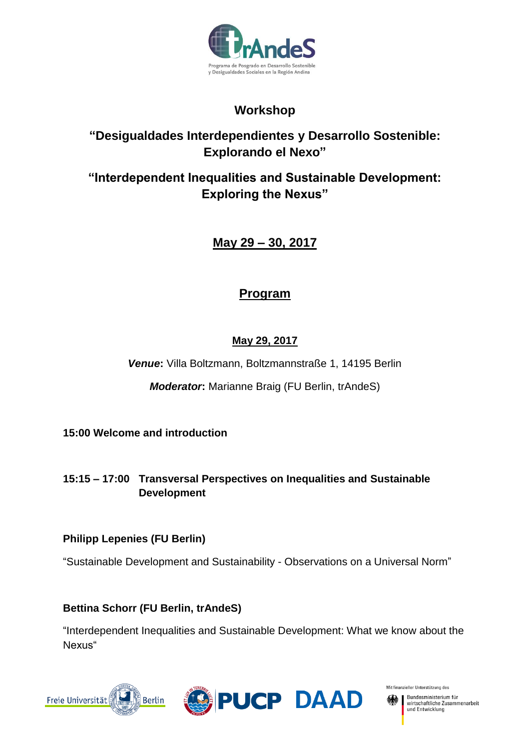trAndeS

Programa de Posgrado en Desarrollo Sostenible y Desigualdades Sociales en la Región Andina

# Workshop

## "Desigualdades Interdependientes y Desarrollo Sostenible: Explorando el Nexo"

## "Interdependent Inequalities and Sustainable Development: Exploring the Nexus"

**May 29 – 30, 2017**

## Program

### May 29, 2017

***Venue*:** Villa Boltzmann, Boltzmannstraße 1, 14195 Berlin

***Moderator*:** Marianne Braig (FU Berlin, trAndeS)

**15:00 Welcome and introduction**

**15:15 – 17:00 Transversal Perspectives on Inequalities and Sustainable Development**

**Philipp Lepenies (FU Berlin)**

"Sustainable Development and Sustainability - Observations on a Universal Norm"

**Bettina Schorr (FU Berlin, trAndeS)**

"Interdependent Inequalities and Sustainable Development: What we know about the Nexus"

Freie Universität Berlin · PUCP · DAAD · Mit finanzieller Unterstützung des Bundesministerium für wirtschaftliche Zusammenarbeit und Entwicklung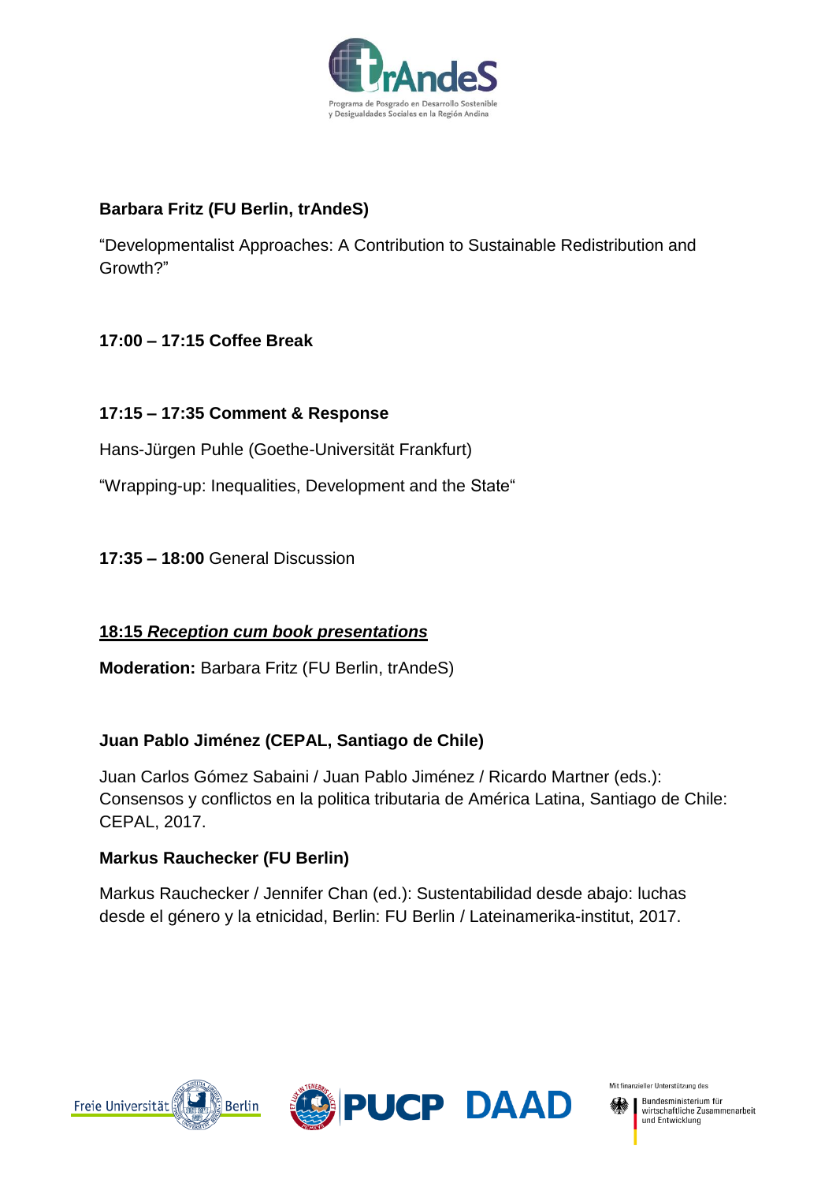**Barbara Fritz (FU Berlin, trAndeS)**

“Developmentalist Approaches: A Contribution to Sustainable Redistribution and Growth?”

**17:00 – 17:15 Coffee Break**

**17:15 – 17:35 Comment & Response**

Hans-Jürgen Puhle (Goethe-Universität Frankfurt)

“Wrapping-up: Inequalities, Development and the State“

**17:35 – 18:00** General Discussion

**18:15 _Reception cum book presentations_**

**Moderation:** Barbara Fritz (FU Berlin, trAndeS)

**Juan Pablo Jiménez (CEPAL, Santiago de Chile)**

Juan Carlos Gómez Sabaini / Juan Pablo Jiménez / Ricardo Martner (eds.): Consensos y conflictos en la politica tributaria de América Latina, Santiago de Chile: CEPAL, 2017.

**Markus Rauchecker (FU Berlin)**

Markus Rauchecker / Jennifer Chan (ed.): Sustentabilidad desde abajo: luchas desde el género y la etnicidad, Berlin: FU Berlin / Lateinamerika-institut, 2017.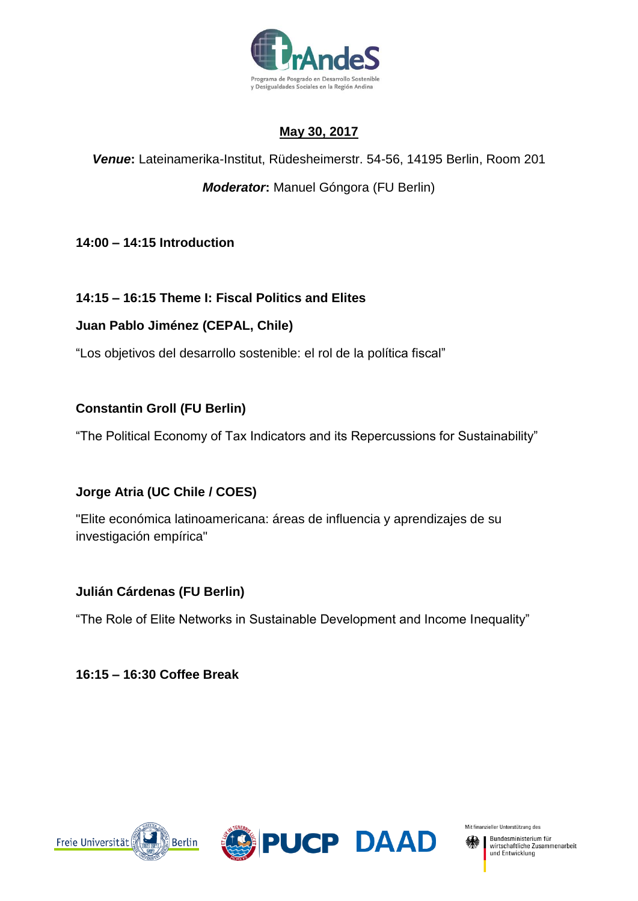**May 30, 2017**

***Venue*****:** Lateinamerika-Institut, Rüdesheimerstr. 54-56, 14195 Berlin, Room 201

***Moderator*****:** Manuel Góngora (FU Berlin)

**14:00 – 14:15 Introduction**

**14:15 – 16:15 Theme I: Fiscal Politics and Elites**

**Juan Pablo Jiménez (CEPAL, Chile)**

"Los objetivos del desarrollo sostenible: el rol de la política fiscal"

**Constantin Groll (FU Berlin)**

"The Political Economy of Tax Indicators and its Repercussions for Sustainability"

**Jorge Atria (UC Chile / COES)**

"Elite económica latinoamericana: áreas de influencia y aprendizajes de su investigación empírica"

**Julián Cárdenas (FU Berlin)**

"The Role of Elite Networks in Sustainable Development and Income Inequality"

**16:15 – 16:30 Coffee Break**

Mit finanzieller Unterstützung des Bundesministerium für wirtschaftliche Zusammenarbeit und Entwicklung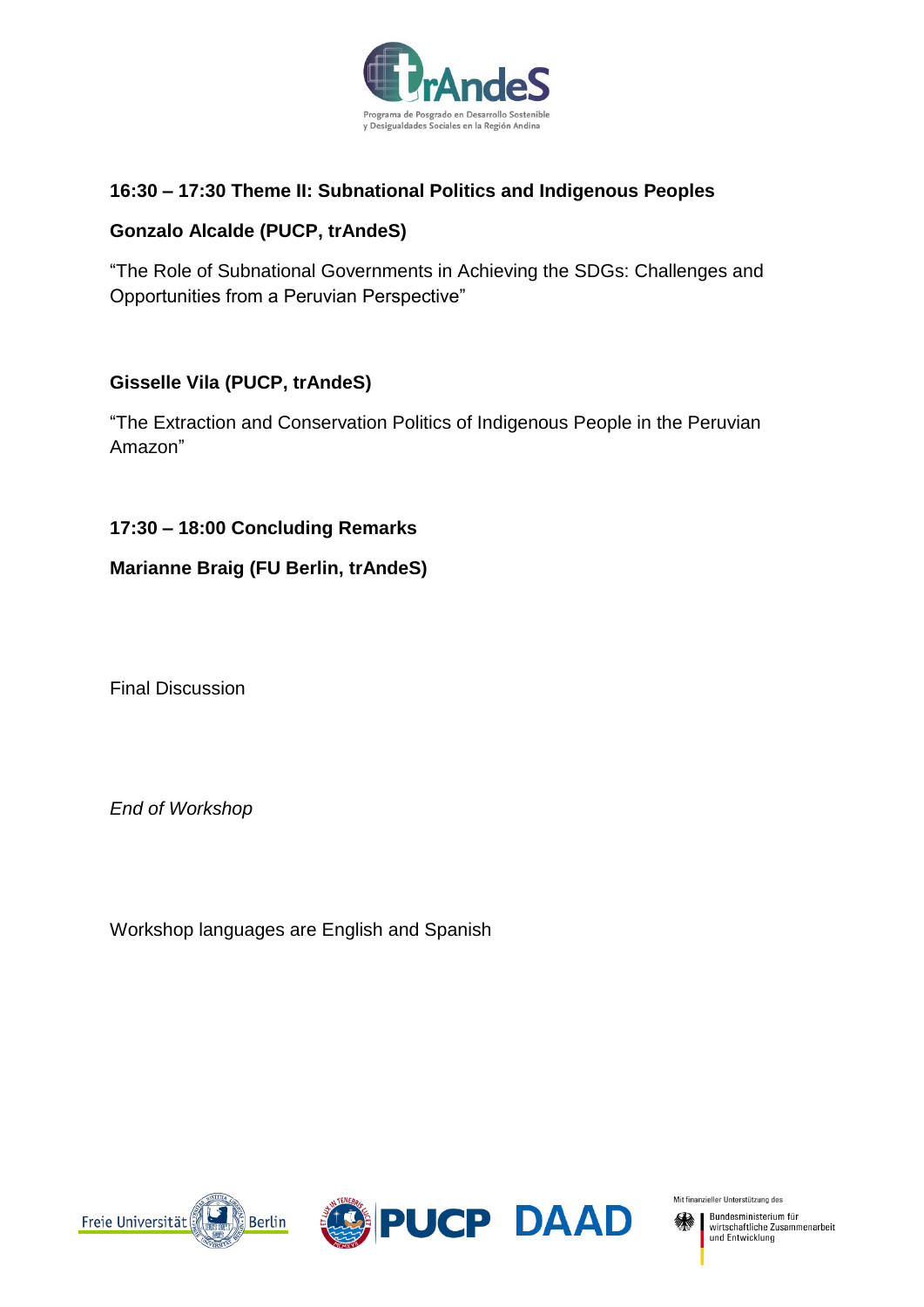**16:30 – 17:30 Theme II: Subnational Politics and Indigenous Peoples**

**Gonzalo Alcalde (PUCP, trAndeS)**

"The Role of Subnational Governments in Achieving the SDGs: Challenges and Opportunities from a Peruvian Perspective"

**Gisselle Vila (PUCP, trAndeS)**

"The Extraction and Conservation Politics of Indigenous People in the Peruvian Amazon"

**17:30 – 18:00 Concluding Remarks**

**Marianne Braig (FU Berlin, trAndeS)**

Final Discussion

*End of Workshop*

Workshop languages are English and Spanish